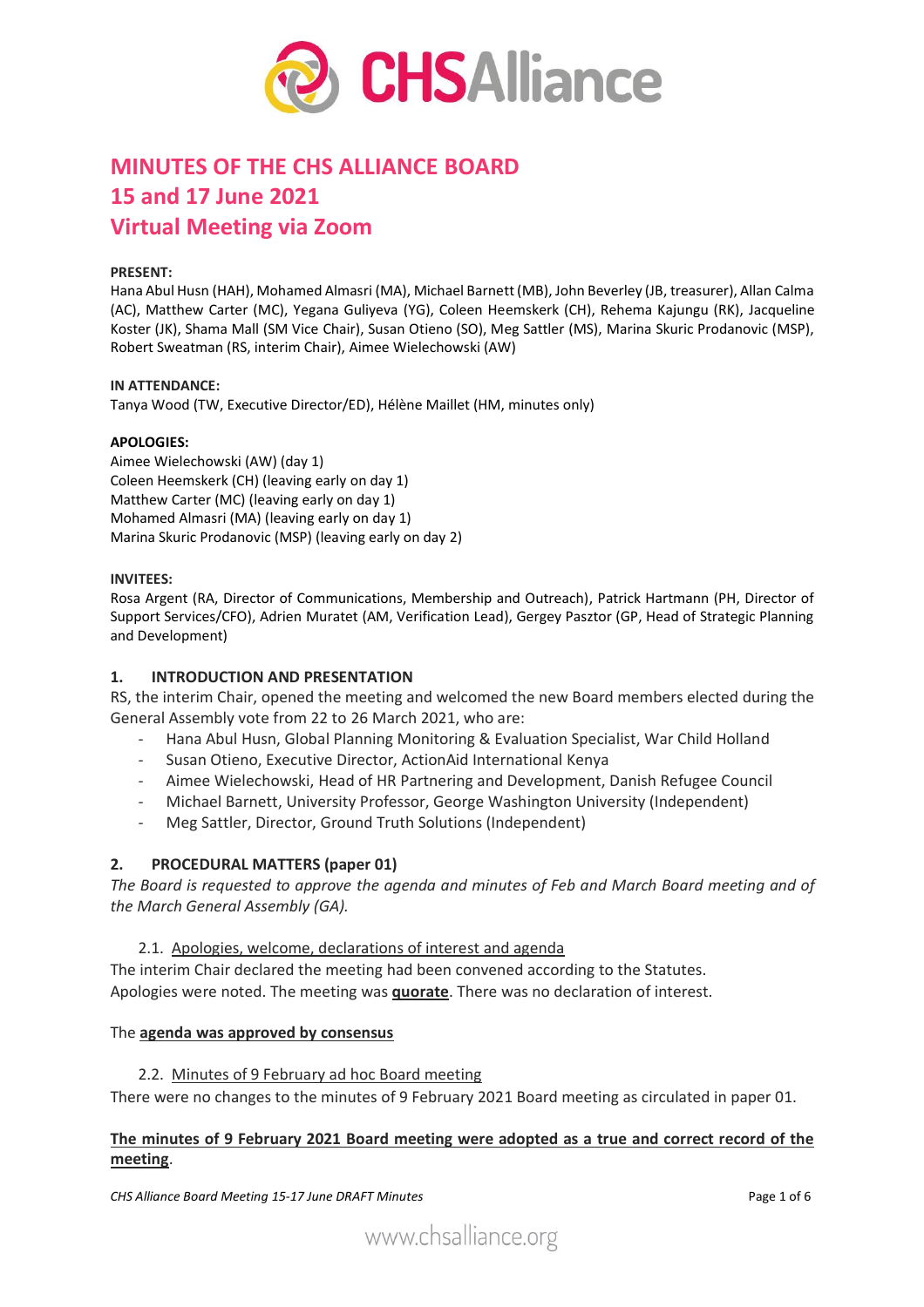# MINUTES OF THE CHS ALLIANCE BOARD
# 15 and 17 June 2021
# Virtual Meeting via Zoom

**PRESENT:**
Hana Abul Husn (HAH), Mohamed Almasri (MA), Michael Barnett (MB), John Beverley (JB, treasurer), Allan Calma (AC), Matthew Carter (MC), Yegana Guliyeva (YG), Coleen Heemskerk (CH), Rehema Kajungu (RK), Jacqueline Koster (JK), Shama Mall (SM Vice Chair), Susan Otieno (SO), Meg Sattler (MS), Marina Skuric Prodanovic (MSP), Robert Sweatman (RS, interim Chair), Aimee Wielechowski (AW)

**IN ATTENDANCE:**
Tanya Wood (TW, Executive Director/ED), Hélène Maillet (HM, minutes only)

**APOLOGIES:**
Aimee Wielechowski (AW) (day 1)
Coleen Heemskerk (CH) (leaving early on day 1)
Matthew Carter (MC) (leaving early on day 1)
Mohamed Almasri (MA) (leaving early on day 1)
Marina Skuric Prodanovic (MSP) (leaving early on day 2)

**INVITEES:**
Rosa Argent (RA, Director of Communications, Membership and Outreach), Patrick Hartmann (PH, Director of Support Services/CFO), Adrien Muratet (AM, Verification Lead), Gergey Pasztor (GP, Head of Strategic Planning and Development)

## 1. INTRODUCTION AND PRESENTATION

RS, the interim Chair, opened the meeting and welcomed the new Board members elected during the General Assembly vote from 22 to 26 March 2021, who are:

- Hana Abul Husn, Global Planning Monitoring & Evaluation Specialist, War Child Holland
- Susan Otieno, Executive Director, ActionAid International Kenya
- Aimee Wielechowski, Head of HR Partnering and Development, Danish Refugee Council
- Michael Barnett, University Professor, George Washington University (Independent)
- Meg Sattler, Director, Ground Truth Solutions (Independent)

## 2. PROCEDURAL MATTERS (paper 01)

*The Board is requested to approve the agenda and minutes of Feb and March Board meeting and of the March General Assembly (GA).*

### 2.1. Apologies, welcome, declarations of interest and agenda

The interim Chair declared the meeting had been convened according to the Statutes.
Apologies were noted. The meeting was **quorate**. There was no declaration of interest.

The **agenda was approved by consensus**

### 2.2. Minutes of 9 February ad hoc Board meeting

There were no changes to the minutes of 9 February 2021 Board meeting as circulated in paper 01.

**The minutes of 9 February 2021 Board meeting were adopted as a true and correct record of the meeting**.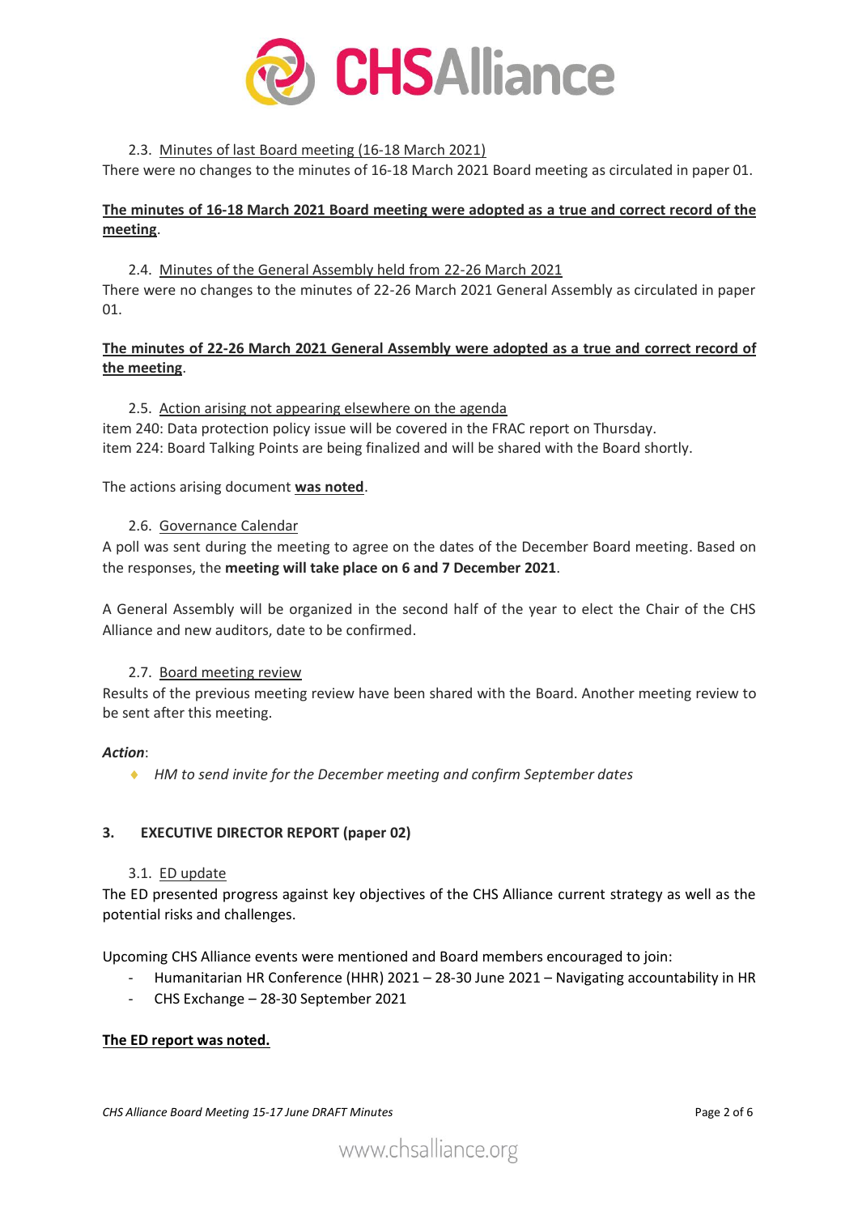### 2.3. Minutes of last Board meeting (16-18 March 2021)

There were no changes to the minutes of 16-18 March 2021 Board meeting as circulated in paper 01.

**The minutes of 16-18 March 2021 Board meeting were adopted as a true and correct record of the meeting**.

### 2.4. Minutes of the General Assembly held from 22-26 March 2021

There were no changes to the minutes of 22-26 March 2021 General Assembly as circulated in paper 01.

**The minutes of 22-26 March 2021 General Assembly were adopted as a true and correct record of the meeting**.

### 2.5. Action arising not appearing elsewhere on the agenda

item 240: Data protection policy issue will be covered in the FRAC report on Thursday.
item 224: Board Talking Points are being finalized and will be shared with the Board shortly.

The actions arising document **was noted**.

### 2.6. Governance Calendar

A poll was sent during the meeting to agree on the dates of the December Board meeting. Based on the responses, the **meeting will take place on 6 and 7 December 2021**.

A General Assembly will be organized in the second half of the year to elect the Chair of the CHS Alliance and new auditors, date to be confirmed.

### 2.7. Board meeting review

Results of the previous meeting review have been shared with the Board. Another meeting review to be sent after this meeting.

***Action***:

- *HM to send invite for the December meeting and confirm September dates*

## 3. EXECUTIVE DIRECTOR REPORT (paper 02)

### 3.1. ED update

The ED presented progress against key objectives of the CHS Alliance current strategy as well as the potential risks and challenges.

Upcoming CHS Alliance events were mentioned and Board members encouraged to join:

- Humanitarian HR Conference (HHR) 2021 – 28-30 June 2021 – Navigating accountability in HR
- CHS Exchange – 28-30 September 2021

**The ED report was noted.**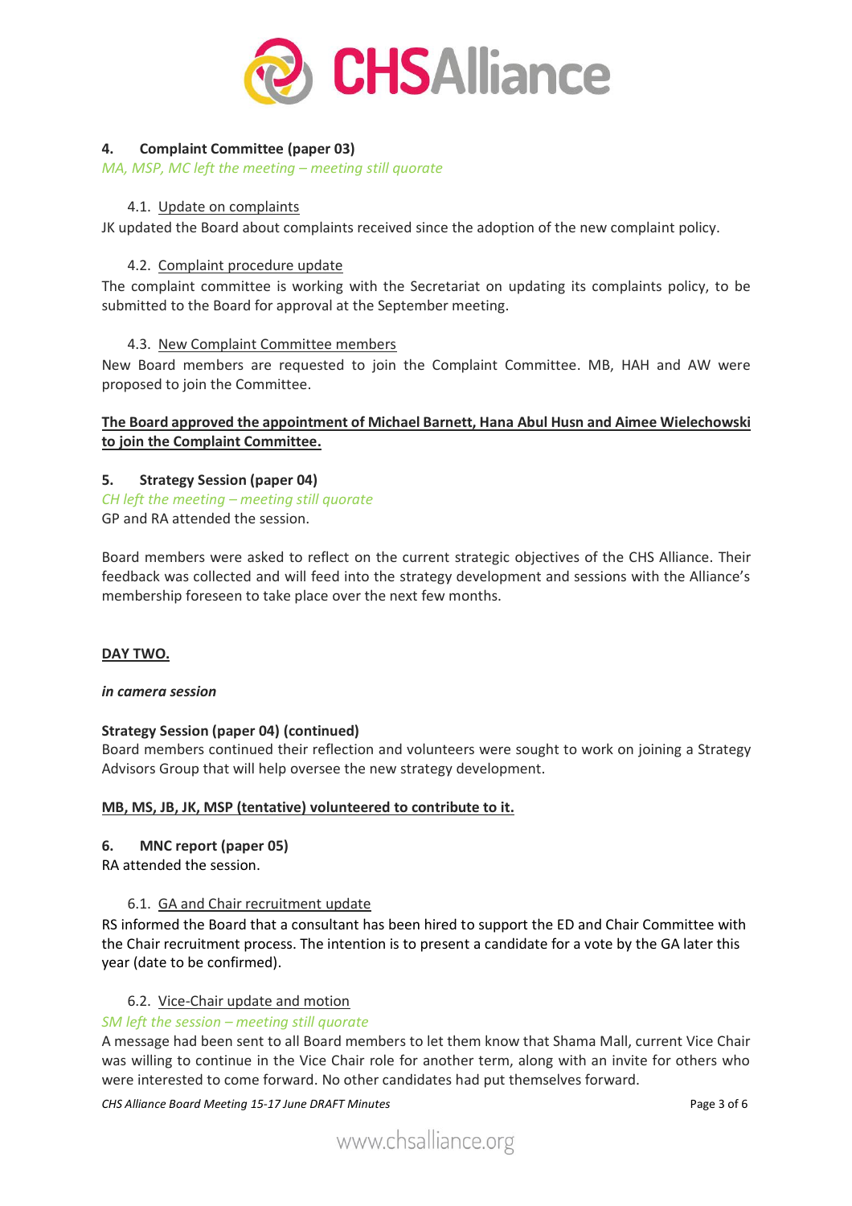## 4. Complaint Committee (paper 03)

*MA, MSP, MC left the meeting – meeting still quorate*

### 4.1. Update on complaints

JK updated the Board about complaints received since the adoption of the new complaint policy.

### 4.2. Complaint procedure update

The complaint committee is working with the Secretariat on updating its complaints policy, to be submitted to the Board for approval at the September meeting.

### 4.3. New Complaint Committee members

New Board members are requested to join the Complaint Committee. MB, HAH and AW were proposed to join the Committee.

**The Board approved the appointment of Michael Barnett, Hana Abul Husn and Aimee Wielechowski to join the Complaint Committee.**

## 5. Strategy Session (paper 04)

*CH left the meeting – meeting still quorate*

GP and RA attended the session.

Board members were asked to reflect on the current strategic objectives of the CHS Alliance. Their feedback was collected and will feed into the strategy development and sessions with the Alliance's membership foreseen to take place over the next few months.

**DAY TWO.**

***in camera session***

**Strategy Session (paper 04) (continued)**

Board members continued their reflection and volunteers were sought to work on joining a Strategy Advisors Group that will help oversee the new strategy development.

**MB, MS, JB, JK, MSP (tentative) volunteered to contribute to it.**

## 6. MNC report (paper 05)

RA attended the session.

### 6.1. GA and Chair recruitment update

RS informed the Board that a consultant has been hired to support the ED and Chair Committee with the Chair recruitment process. The intention is to present a candidate for a vote by the GA later this year (date to be confirmed).

### 6.2. Vice-Chair update and motion

*SM left the session – meeting still quorate*

A message had been sent to all Board members to let them know that Shama Mall, current Vice Chair was willing to continue in the Vice Chair role for another term, along with an invite for others who were interested to come forward. No other candidates had put themselves forward.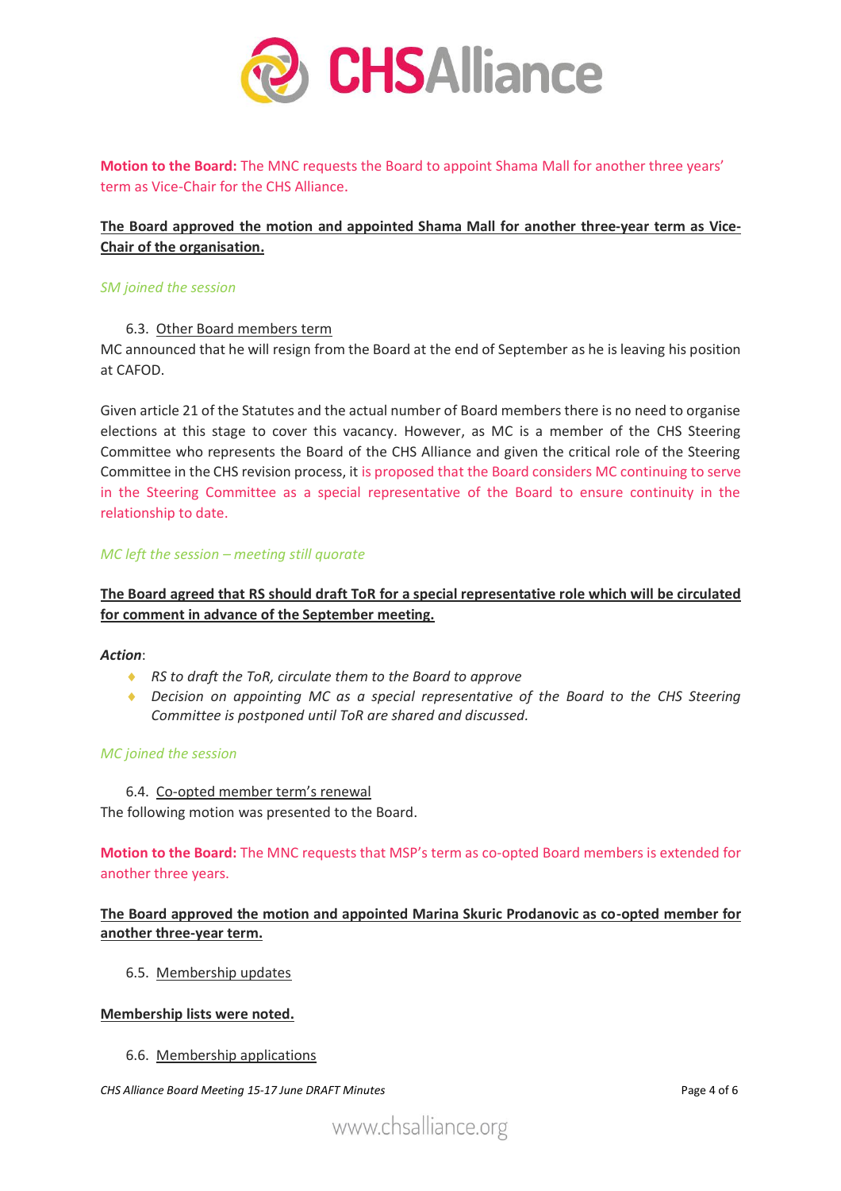**Motion to the Board:** The MNC requests the Board to appoint Shama Mall for another three years' term as Vice-Chair for the CHS Alliance.

**The Board approved the motion and appointed Shama Mall for another three-year term as Vice-Chair of the organisation.**

*SM joined the session*

6.3. Other Board members term

MC announced that he will resign from the Board at the end of September as he is leaving his position at CAFOD.

Given article 21 of the Statutes and the actual number of Board members there is no need to organise elections at this stage to cover this vacancy. However, as MC is a member of the CHS Steering Committee who represents the Board of the CHS Alliance and given the critical role of the Steering Committee in the CHS revision process, it is proposed that the Board considers MC continuing to serve in the Steering Committee as a special representative of the Board to ensure continuity in the relationship to date.

*MC left the session – meeting still quorate*

**The Board agreed that RS should draft ToR for a special representative role which will be circulated for comment in advance of the September meeting.**

***Action***:

- *RS to draft the ToR, circulate them to the Board to approve*
- *Decision on appointing MC as a special representative of the Board to the CHS Steering Committee is postponed until ToR are shared and discussed.*

*MC joined the session*

6.4. Co-opted member term's renewal

The following motion was presented to the Board.

**Motion to the Board:** The MNC requests that MSP's term as co-opted Board members is extended for another three years.

**The Board approved the motion and appointed Marina Skuric Prodanovic as co-opted member for another three-year term.**

6.5. Membership updates

**Membership lists were noted.**

6.6. Membership applications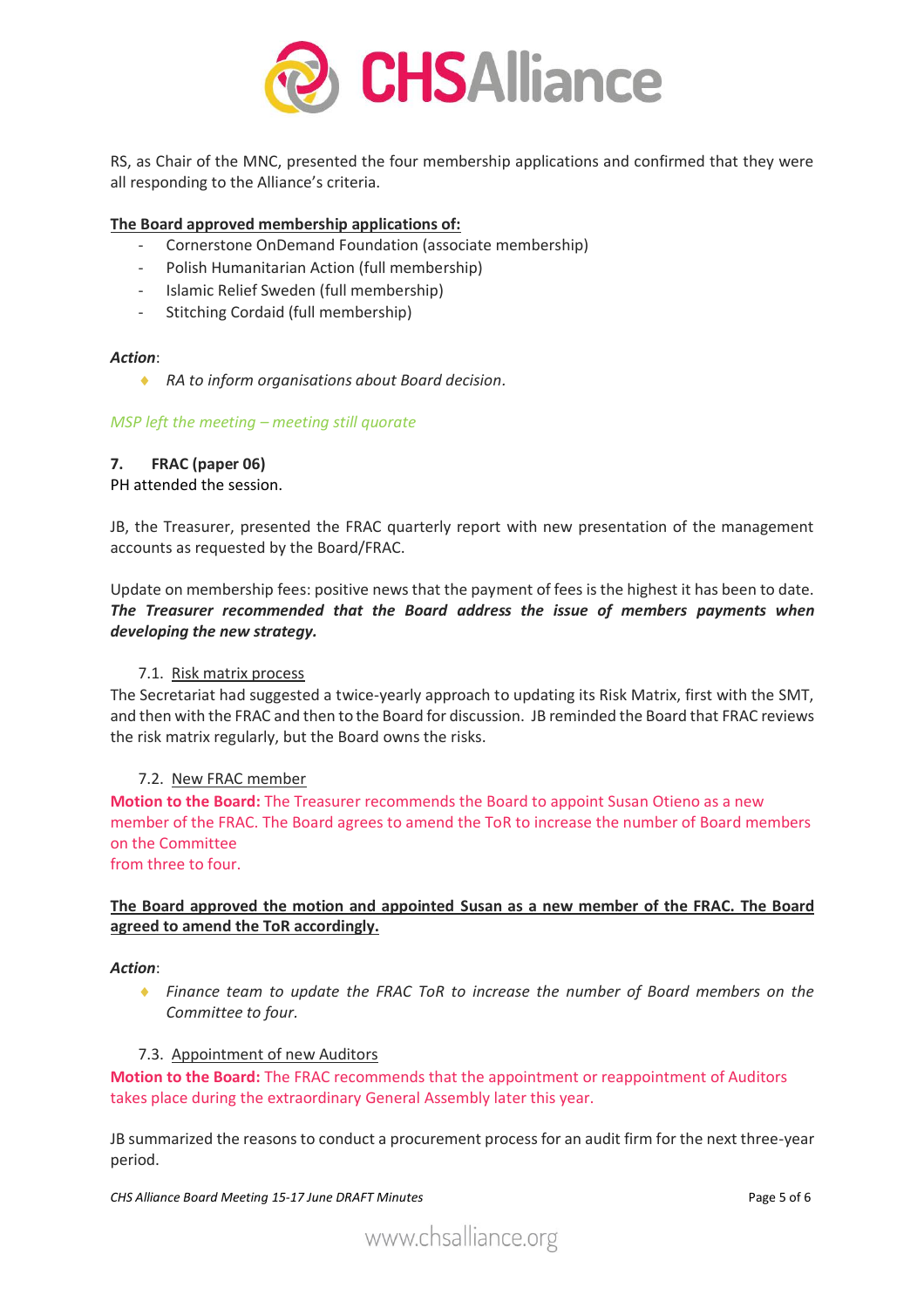RS, as Chair of the MNC, presented the four membership applications and confirmed that they were all responding to the Alliance's criteria.

**The Board approved membership applications of:**

- Cornerstone OnDemand Foundation (associate membership)
- Polish Humanitarian Action (full membership)
- Islamic Relief Sweden (full membership)
- Stitching Cordaid (full membership)

***Action***:

- *RA to inform organisations about Board decision.*

*MSP left the meeting – meeting still quorate*

**7. FRAC (paper 06)**

PH attended the session.

JB, the Treasurer, presented the FRAC quarterly report with new presentation of the management accounts as requested by the Board/FRAC.

Update on membership fees: positive news that the payment of fees is the highest it has been to date. ***The Treasurer recommended that the Board address the issue of members payments when developing the new strategy.***

7.1. Risk matrix process

The Secretariat had suggested a twice-yearly approach to updating its Risk Matrix, first with the SMT, and then with the FRAC and then to the Board for discussion. JB reminded the Board that FRAC reviews the risk matrix regularly, but the Board owns the risks.

7.2. New FRAC member

**Motion to the Board:** The Treasurer recommends the Board to appoint Susan Otieno as a new member of the FRAC. The Board agrees to amend the ToR to increase the number of Board members on the Committee from three to four.

**The Board approved the motion and appointed Susan as a new member of the FRAC. The Board agreed to amend the ToR accordingly.**

***Action***:

- *Finance team to update the FRAC ToR to increase the number of Board members on the Committee to four.*

7.3. Appointment of new Auditors

**Motion to the Board:** The FRAC recommends that the appointment or reappointment of Auditors takes place during the extraordinary General Assembly later this year.

JB summarized the reasons to conduct a procurement process for an audit firm for the next three-year period.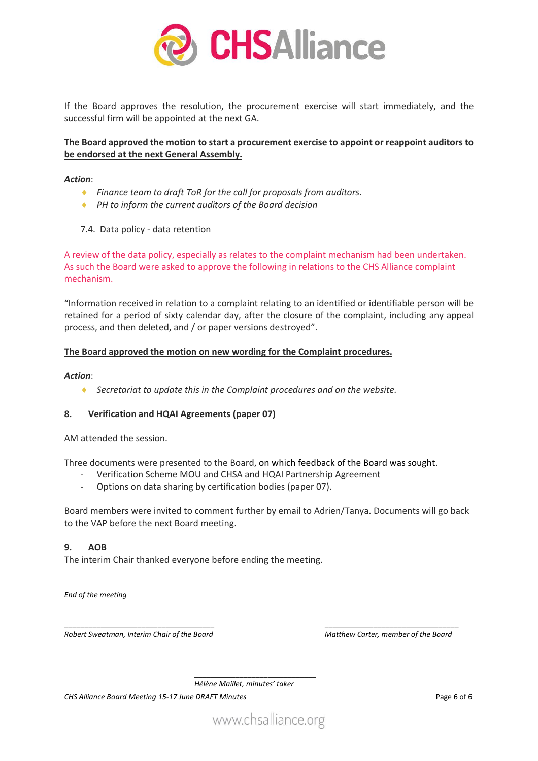If the Board approves the resolution, the procurement exercise will start immediately, and the successful firm will be appointed at the next GA.

**The Board approved the motion to start a procurement exercise to appoint or reappoint auditors to be endorsed at the next General Assembly.**

***Action***:

- *Finance team to draft ToR for the call for proposals from auditors.*
- *PH to inform the current auditors of the Board decision*

7.4. Data policy - data retention

A review of the data policy, especially as relates to the complaint mechanism had been undertaken. As such the Board were asked to approve the following in relations to the CHS Alliance complaint mechanism.

"Information received in relation to a complaint relating to an identified or identifiable person will be retained for a period of sixty calendar day, after the closure of the complaint, including any appeal process, and then deleted, and / or paper versions destroyed".

**The Board approved the motion on new wording for the Complaint procedures.**

***Action***:

- *Secretariat to update this in the Complaint procedures and on the website.*

## 8. Verification and HQAI Agreements (paper 07)

AM attended the session.

Three documents were presented to the Board, on which feedback of the Board was sought.

- Verification Scheme MOU and CHSA and HQAI Partnership Agreement
- Options on data sharing by certification bodies (paper 07).

Board members were invited to comment further by email to Adrien/Tanya. Documents will go back to the VAP before the next Board meeting.

## 9. AOB

The interim Chair thanked everyone before ending the meeting.

*End of the meeting*

\_\_\_\_\_\_\_\_\_\_\_\_\_\_\_\_\_\_\_\_\_\_\_\_\_\_\_\_\_\_\_\_\_\_\_\_
*Robert Sweatman, Interim Chair of the Board*

\_\_\_\_\_\_\_\_\_\_\_\_\_\_\_\_\_\_\_\_\_\_\_\_\_\_\_\_\_\_\_\_
*Matthew Carter, member of the Board*

\_\_\_\_\_\_\_\_\_\_\_\_\_\_\_\_\_\_\_\_\_\_\_\_\_\_\_\_\_\_
*Hélène Maillet, minutes' taker*